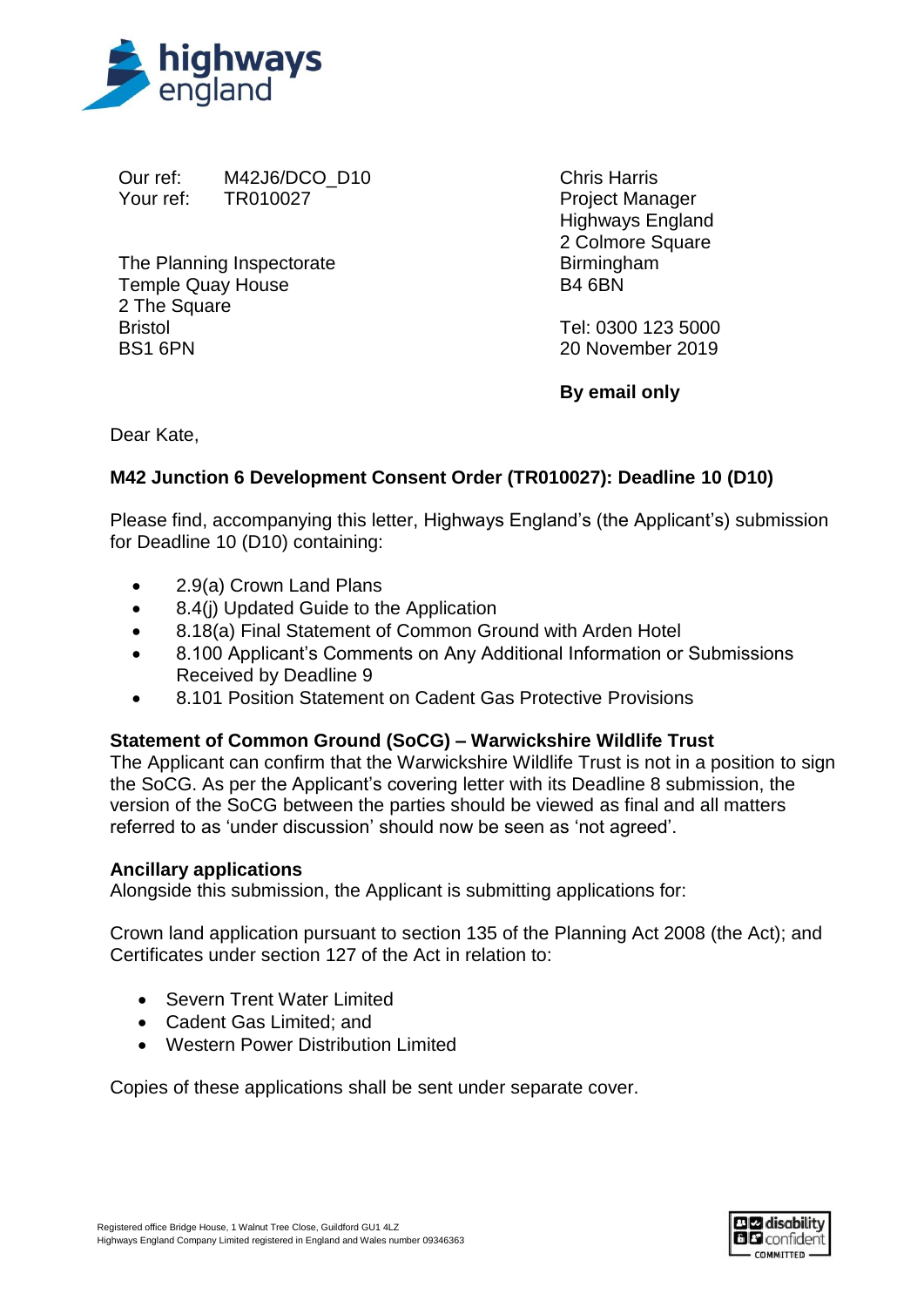Our ref: M42J6/DCO_D10
Your ref: TR010027

The Planning Inspectorate
Temple Quay House
2 The Square
Bristol
BS1 6PN

Chris Harris
Project Manager
Highways England
2 Colmore Square
Birmingham
B4 6BN

Tel: 0300 123 5000
20 November 2019

**By email only**

Dear Kate,

**M42 Junction 6 Development Consent Order (TR010027): Deadline 10 (D10)**

Please find, accompanying this letter, Highways England's (the Applicant's) submission for Deadline 10 (D10) containing:

- 2.9(a) Crown Land Plans
- 8.4(j) Updated Guide to the Application
- 8.18(a) Final Statement of Common Ground with Arden Hotel
- 8.100 Applicant's Comments on Any Additional Information or Submissions Received by Deadline 9
- 8.101 Position Statement on Cadent Gas Protective Provisions

**Statement of Common Ground (SoCG) – Warwickshire Wildlife Trust**

The Applicant can confirm that the Warwickshire Wildlife Trust is not in a position to sign the SoCG. As per the Applicant's covering letter with its Deadline 8 submission, the version of the SoCG between the parties should be viewed as final and all matters referred to as 'under discussion' should now be seen as 'not agreed'.

**Ancillary applications**

Alongside this submission, the Applicant is submitting applications for:

Crown land application pursuant to section 135 of the Planning Act 2008 (the Act); and Certificates under section 127 of the Act in relation to:

- Severn Trent Water Limited
- Cadent Gas Limited; and
- Western Power Distribution Limited

Copies of these applications shall be sent under separate cover.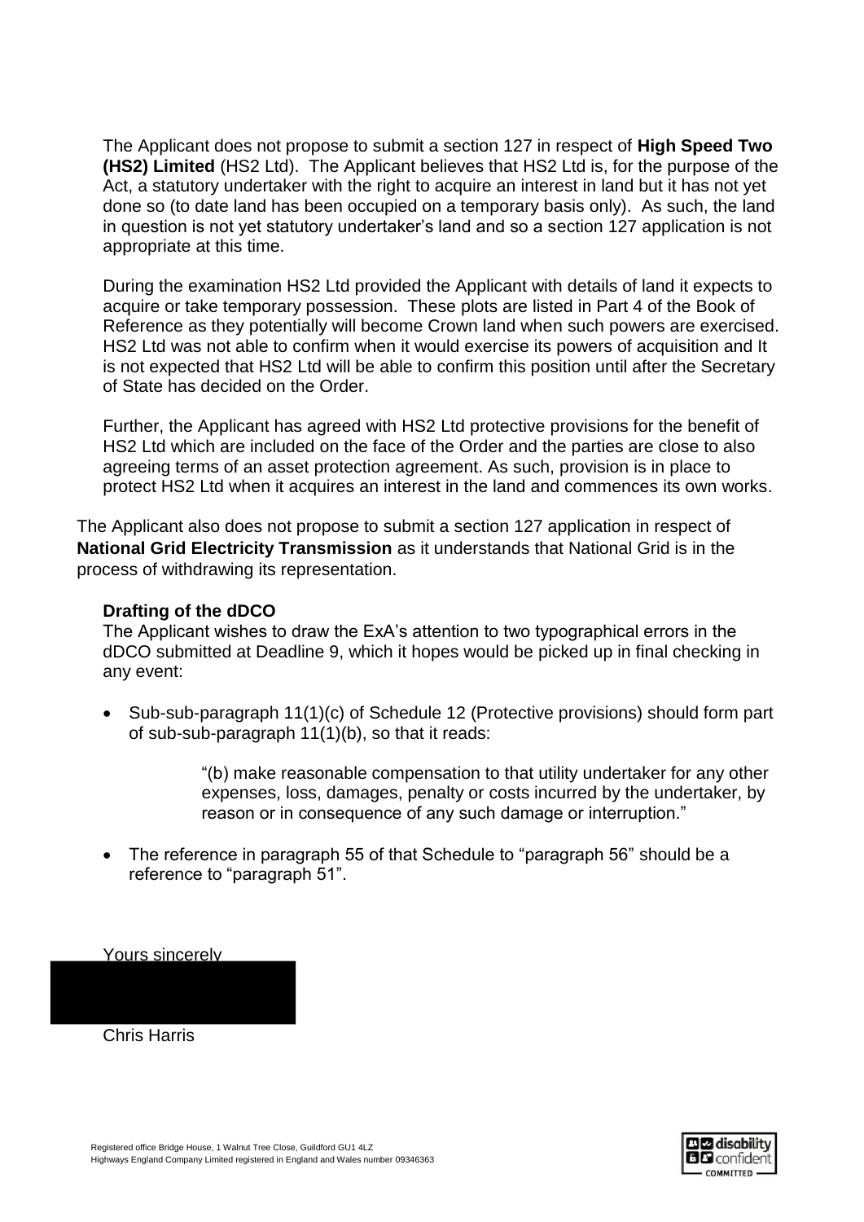The Applicant does not propose to submit a section 127 in respect of **High Speed Two (HS2) Limited** (HS2 Ltd). The Applicant believes that HS2 Ltd is, for the purpose of the Act, a statutory undertaker with the right to acquire an interest in land but it has not yet done so (to date land has been occupied on a temporary basis only). As such, the land in question is not yet statutory undertaker's land and so a section 127 application is not appropriate at this time.

During the examination HS2 Ltd provided the Applicant with details of land it expects to acquire or take temporary possession. These plots are listed in Part 4 of the Book of Reference as they potentially will become Crown land when such powers are exercised. HS2 Ltd was not able to confirm when it would exercise its powers of acquisition and It is not expected that HS2 Ltd will be able to confirm this position until after the Secretary of State has decided on the Order.

Further, the Applicant has agreed with HS2 Ltd protective provisions for the benefit of HS2 Ltd which are included on the face of the Order and the parties are close to also agreeing terms of an asset protection agreement. As such, provision is in place to protect HS2 Ltd when it acquires an interest in the land and commences its own works.

The Applicant also does not propose to submit a section 127 application in respect of **National Grid Electricity Transmission** as it understands that National Grid is in the process of withdrawing its representation.

**Drafting of the dDCO**

The Applicant wishes to draw the ExA's attention to two typographical errors in the dDCO submitted at Deadline 9, which it hopes would be picked up in final checking in any event:

- Sub-sub-paragraph 11(1)(c) of Schedule 12 (Protective provisions) should form part of sub-sub-paragraph 11(1)(b), so that it reads:

  > "(b) make reasonable compensation to that utility undertaker for any other expenses, loss, damages, penalty or costs incurred by the undertaker, by reason or in consequence of any such damage or interruption."

- The reference in paragraph 55 of that Schedule to "paragraph 56" should be a reference to "paragraph 51".

Yours sincerely

Chris Harris

Registered office Bridge House, 1 Walnut Tree Close, Guildford GU1 4LZ
Highways England Company Limited registered in England and Wales number 09346363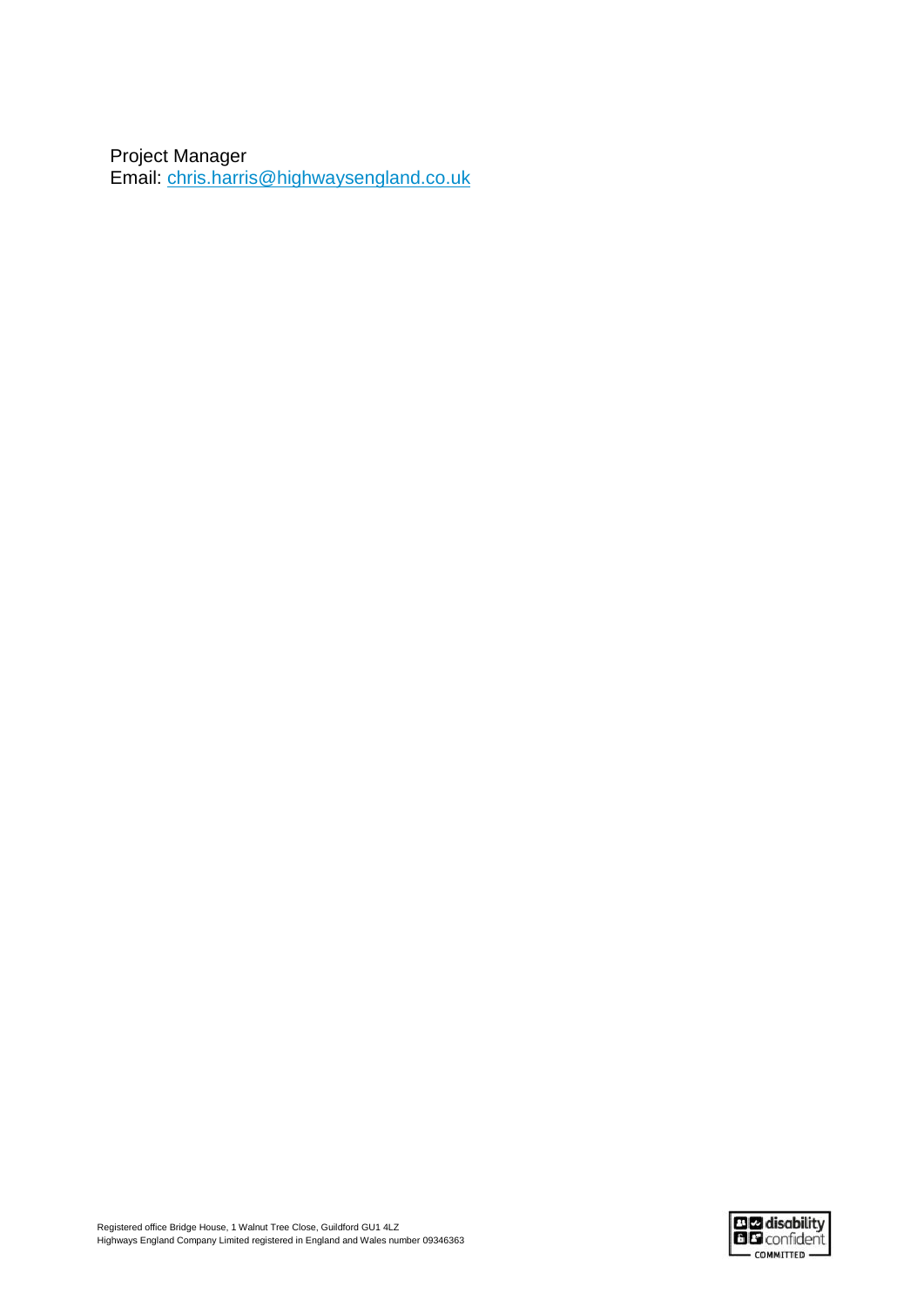Project Manager
Email: chris.harris@highwaysengland.co.uk

Registered office Bridge House, 1 Walnut Tree Close, Guildford GU1 4LZ
Highways England Company Limited registered in England and Wales number 09346363